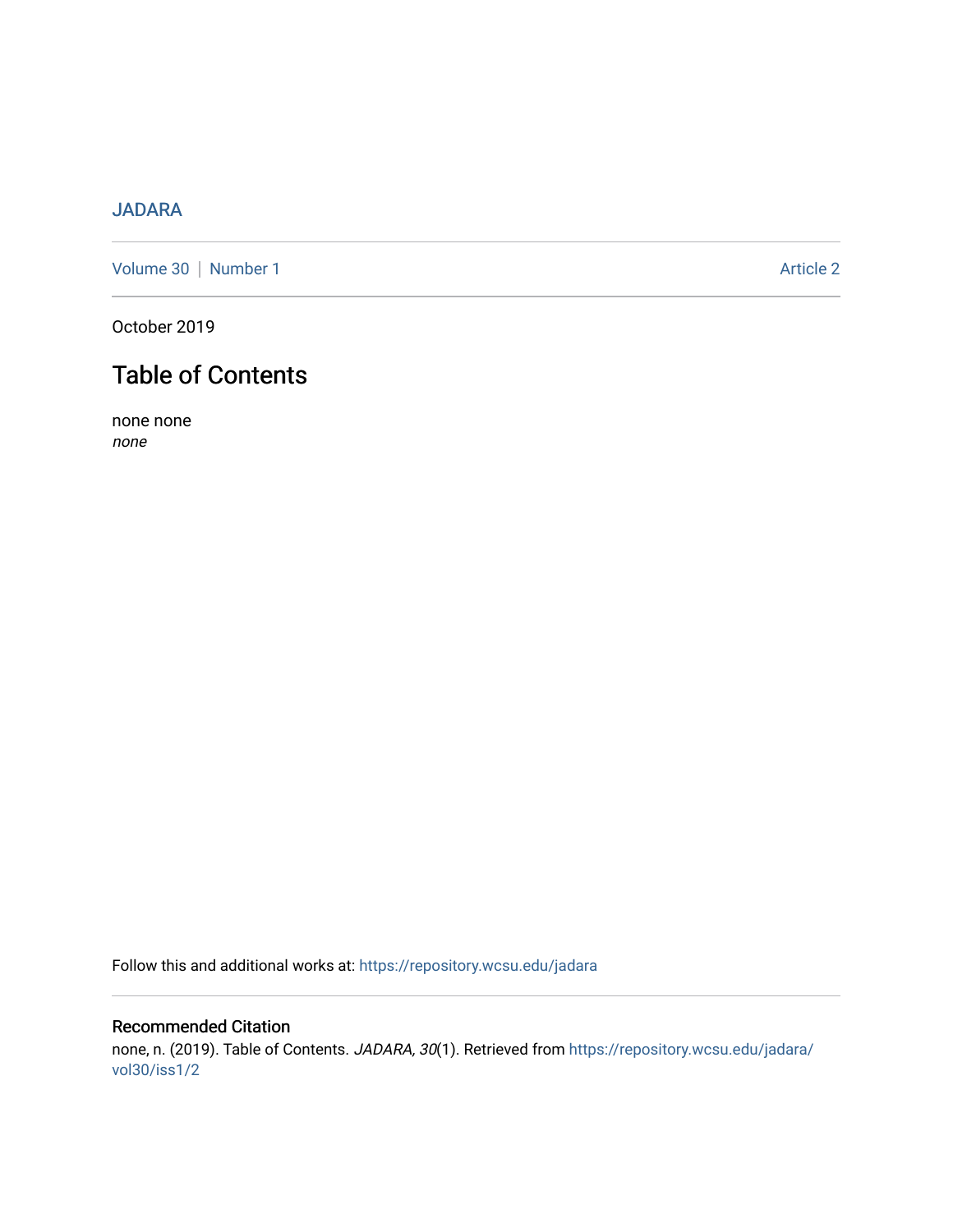JADARA

Volume 30 | Number 1

Article 2

October 2019

# Table of Contents

none none

*none*

Follow this and additional works at: https://repository.wcsu.edu/jadara

## Recommended Citation

none, n. (2019). Table of Contents. *JADARA, 30*(1). Retrieved from https://repository.wcsu.edu/jadara/vol30/iss1/2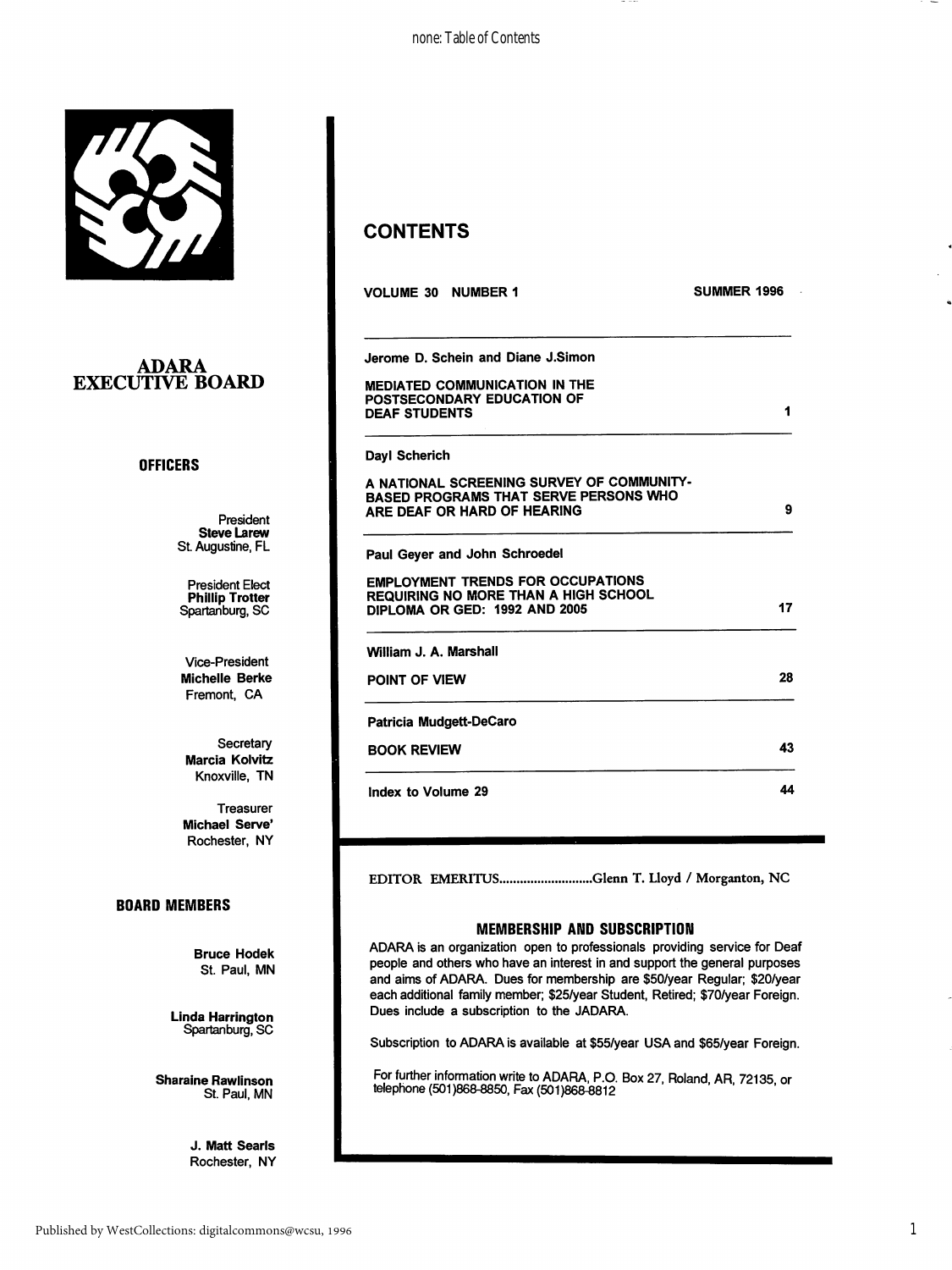## ADARA EXECUTIVE BOARD

### OFFICERS

President
**Steve Larew**
St. Augustine, FL

President Elect
**Phillip Trotter**
Spartanburg, SC

Vice-President
**Michelle Berke**
Fremont, CA

Secretary
**Marcia Kolvitz**
Knoxville, TN

Treasurer
**Michael Serve'**
Rochester, NY

### BOARD MEMBERS

**Bruce Hodek**
St. Paul, MN

**Linda Harrington**
Spartanburg, SC

**Sharaine Rawlinson**
St. Paul, MN

**J. Matt Searls**
Rochester, NY

# CONTENTS

**VOLUME 30 NUMBER 1** **SUMMER 1996**

---

**Jerome D. Schein and Diane J.Simon**

**MEDIATED COMMUNICATION IN THE POSTSECONDARY EDUCATION OF DEAF STUDENTS** 1

---

**Dayl Scherich**

**A NATIONAL SCREENING SURVEY OF COMMUNITY-BASED PROGRAMS THAT SERVE PERSONS WHO ARE DEAF OR HARD OF HEARING** 9

---

**Paul Geyer and John Schroedel**

**EMPLOYMENT TRENDS FOR OCCUPATIONS REQUIRING NO MORE THAN A HIGH SCHOOL DIPLOMA OR GED: 1992 AND 2005** 17

---

**William J. A. Marshall**

**POINT OF VIEW** 28

---

**Patricia Mudgett-DeCaro**

**BOOK REVIEW** 43

---

**Index to Volume 29** 44

---

EDITOR EMERITUS...........................Glenn T. Lloyd / Morganton, NC

### MEMBERSHIP AND SUBSCRIPTION

ADARA is an organization open to professionals providing service for Deaf people and others who have an interest in and support the general purposes and aims of ADARA. Dues for membership are $50/year Regular; $20/year each additional family member; $25/year Student, Retired; $70/year Foreign. Dues include a subscription to the JADARA.

Subscription to ADARA is available at $55/year USA and $65/year Foreign.

For further information write to ADARA, P.O. Box 27, Roland, AR, 72135, or telephone (501)868-8850, Fax (501)868-8812